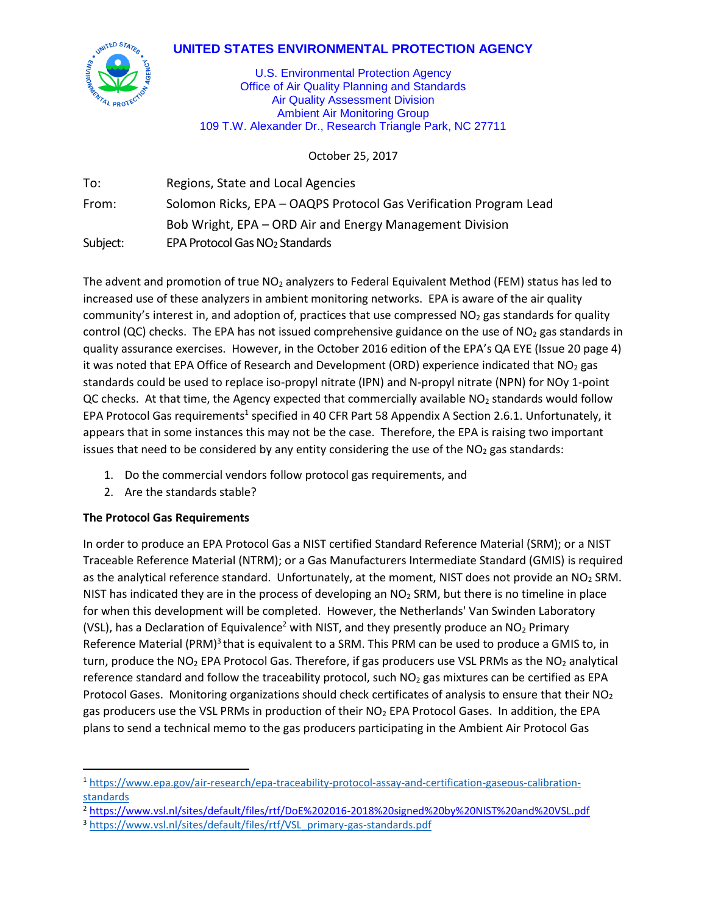# UNITED STATES ENVIRONMENTAL PROTECTION AGENCY

U.S. Environmental Protection Agency
Office of Air Quality Planning and Standards
Air Quality Assessment Division
Ambient Air Monitoring Group
109 T.W. Alexander Dr., Research Triangle Park, NC 27711

October 25, 2017

To: Regions, State and Local Agencies

From: Solomon Ricks, EPA – OAQPS Protocol Gas Verification Program Lead
Bob Wright, EPA – ORD Air and Energy Management Division

Subject: EPA Protocol Gas $NO_2$ Standards

The advent and promotion of true $NO_2$ analyzers to Federal Equivalent Method (FEM) status has led to increased use of these analyzers in ambient monitoring networks. EPA is aware of the air quality community's interest in, and adoption of, practices that use compressed $NO_2$ gas standards for quality control (QC) checks. The EPA has not issued comprehensive guidance on the use of $NO_2$ gas standards in quality assurance exercises. However, in the October 2016 edition of the EPA's QA EYE (Issue 20 page 4) it was noted that EPA Office of Research and Development (ORD) experience indicated that $NO_2$ gas standards could be used to replace iso-propyl nitrate (IPN) and N-propyl nitrate (NPN) for NOy 1-point QC checks. At that time, the Agency expected that commercially available $NO_2$ standards would follow EPA Protocol Gas requirements[1] specified in 40 CFR Part 58 Appendix A Section 2.6.1. Unfortunately, it appears that in some instances this may not be the case. Therefore, the EPA is raising two important issues that need to be considered by any entity considering the use of the $NO_2$ gas standards:

1. Do the commercial vendors follow protocol gas requirements, and
2. Are the standards stable?

**The Protocol Gas Requirements**

In order to produce an EPA Protocol Gas a NIST certified Standard Reference Material (SRM); or a NIST Traceable Reference Material (NTRM); or a Gas Manufacturers Intermediate Standard (GMIS) is required as the analytical reference standard. Unfortunately, at the moment, NIST does not provide an $NO_2$ SRM. NIST has indicated they are in the process of developing an $NO_2$ SRM, but there is no timeline in place for when this development will be completed. However, the Netherlands' Van Swinden Laboratory (VSL), has a Declaration of Equivalence[2] with NIST, and they presently produce an $NO_2$ Primary Reference Material (PRM)[3] that is equivalent to a SRM. This PRM can be used to produce a GMIS to, in turn, produce the $NO_2$ EPA Protocol Gas. Therefore, if gas producers use VSL PRMs as the $NO_2$ analytical reference standard and follow the traceability protocol, such $NO_2$ gas mixtures can be certified as EPA Protocol Gases. Monitoring organizations should check certificates of analysis to ensure that their $NO_2$ gas producers use the VSL PRMs in production of their $NO_2$ EPA Protocol Gases. In addition, the EPA plans to send a technical memo to the gas producers participating in the Ambient Air Protocol Gas

---

[1] https://www.epa.gov/air-research/epa-traceability-protocol-assay-and-certification-gaseous-calibration-standards

[2] https://www.vsl.nl/sites/default/files/rtf/DoE%202016-2018%20signed%20by%20NIST%20and%20VSL.pdf

[3] https://www.vsl.nl/sites/default/files/rtf/VSL_primary-gas-standards.pdf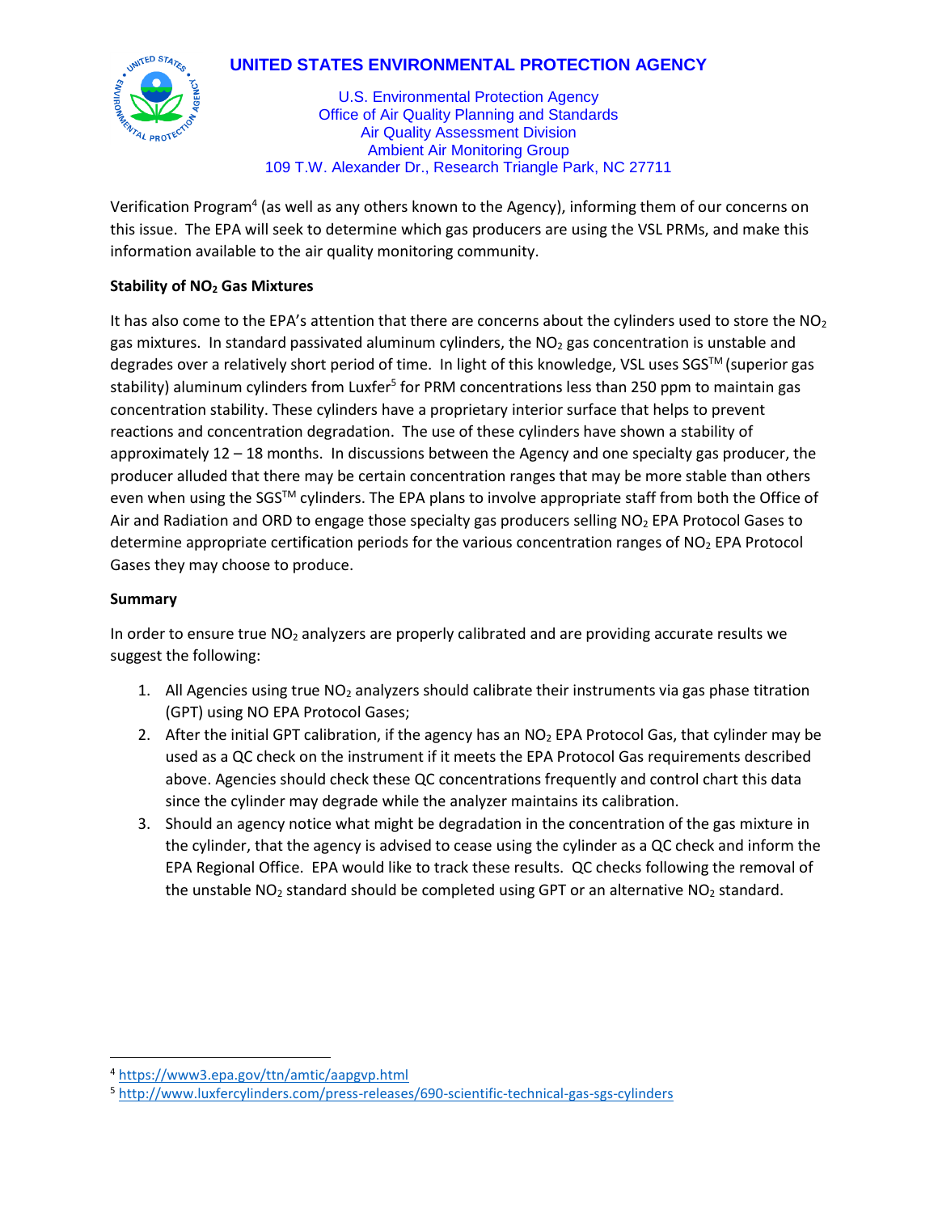Verification Program[4] (as well as any others known to the Agency), informing them of our concerns on this issue. The EPA will seek to determine which gas producers are using the VSL PRMs, and make this information available to the air quality monitoring community.

**Stability of $NO_2$ Gas Mixtures**

It has also come to the EPA's attention that there are concerns about the cylinders used to store the $NO_2$ gas mixtures. In standard passivated aluminum cylinders, the $NO_2$ gas concentration is unstable and degrades over a relatively short period of time. In light of this knowledge, VSL uses SGS™ (superior gas stability) aluminum cylinders from Luxfer[5] for PRM concentrations less than 250 ppm to maintain gas concentration stability. These cylinders have a proprietary interior surface that helps to prevent reactions and concentration degradation. The use of these cylinders have shown a stability of approximately 12 – 18 months. In discussions between the Agency and one specialty gas producer, the producer alluded that there may be certain concentration ranges that may be more stable than others even when using the SGS™ cylinders. The EPA plans to involve appropriate staff from both the Office of Air and Radiation and ORD to engage those specialty gas producers selling $NO_2$ EPA Protocol Gases to determine appropriate certification periods for the various concentration ranges of $NO_2$ EPA Protocol Gases they may choose to produce.

**Summary**

In order to ensure true $NO_2$ analyzers are properly calibrated and are providing accurate results we suggest the following:

1. All Agencies using true $NO_2$ analyzers should calibrate their instruments via gas phase titration (GPT) using NO EPA Protocol Gases;
2. After the initial GPT calibration, if the agency has an $NO_2$ EPA Protocol Gas, that cylinder may be used as a QC check on the instrument if it meets the EPA Protocol Gas requirements described above. Agencies should check these QC concentrations frequently and control chart this data since the cylinder may degrade while the analyzer maintains its calibration.
3. Should an agency notice what might be degradation in the concentration of the gas mixture in the cylinder, that the agency is advised to cease using the cylinder as a QC check and inform the EPA Regional Office. EPA would like to track these results. QC checks following the removal of the unstable $NO_2$ standard should be completed using GPT or an alternative $NO_2$ standard.

---

[4] https://www3.epa.gov/ttn/amtic/aapgvp.html

[5] http://www.luxfercylinders.com/press-releases/690-scientific-technical-gas-sgs-cylinders